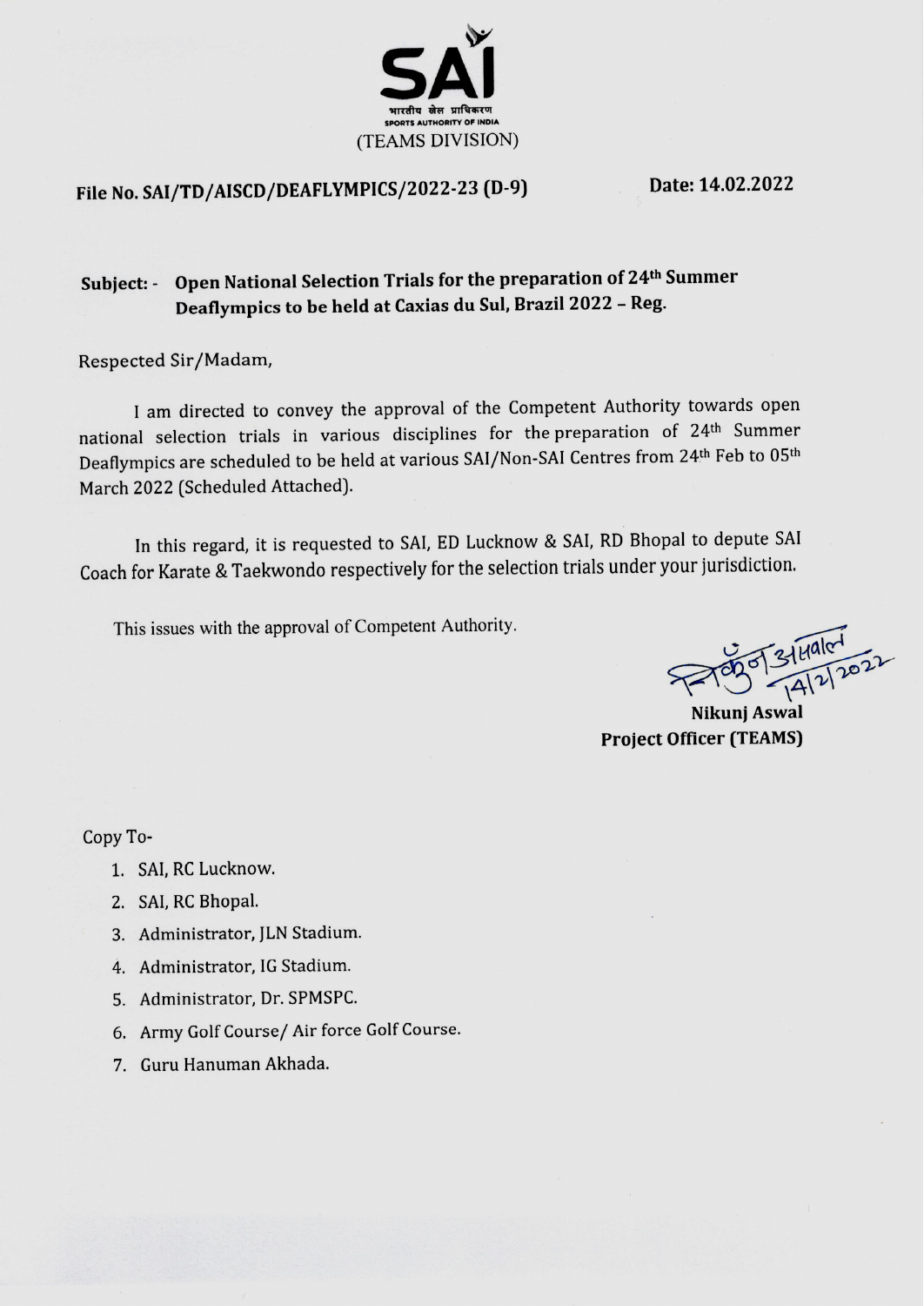SAI

भारतीय खेल प्राधिकरण

SPORTS AUTHORITY OF INDIA

(TEAMS DIVISION)

**File No. SAI/TD/AISCD/DEAFLYMPICS/2022-23 (D-9)** **Date: 14.02.2022**

**Subject: - Open National Selection Trials for the preparation of 24th Summer Deaflympics to be held at Caxias du Sul, Brazil 2022 – Reg.**

Respected Sir/Madam,

I am directed to convey the approval of the Competent Authority towards open national selection trials in various disciplines for the preparation of 24th Summer Deaflympics are scheduled to be held at various SAI/Non-SAI Centres from 24th Feb to 05th March 2022 (Scheduled Attached).

In this regard, it is requested to SAI, ED Lucknow & SAI, RD Bhopal to depute SAI Coach for Karate & Taekwondo respectively for the selection trials under your jurisdiction.

This issues with the approval of Competent Authority.

निकुंज असवाल 14/2/2022

**Nikunj Aswal**
**Project Officer (TEAMS)**

Copy To-

1. SAI, RC Lucknow.
2. SAI, RC Bhopal.
3. Administrator, JLN Stadium.
4. Administrator, IG Stadium.
5. Administrator, Dr. SPMSPC.
6. Army Golf Course/ Air force Golf Course.
7. Guru Hanuman Akhada.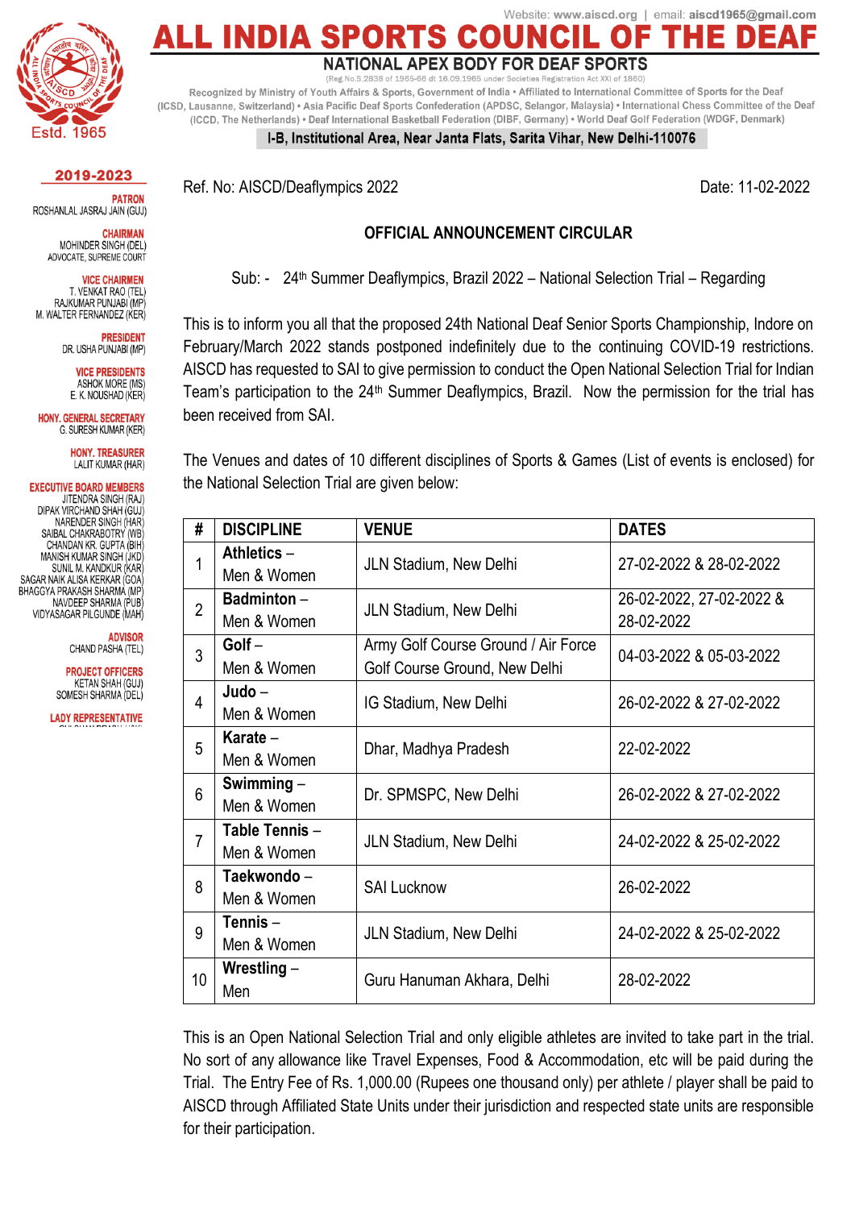# ALL INDIA SPORTS COUNCIL OF THE DEAF

Website: www.aiscd.org | email: aiscd1965@gmail.com

## NATIONAL APEX BODY FOR DEAF SPORTS

(Reg.No.S.2838 of 1965-66 dt 16.09.1965 under Societies Registration Act XXI of 1860)

Recognized by Ministry of Youth Affairs & Sports, Government of India • Affiliated to International Committee of Sports for the Deaf (ICSD, Lausanne, Switzerland) • Asia Pacific Deaf Sports Confederation (APDSC, Selangor, Malaysia) • International Chess Committee of the Deaf (ICCD, The Netherlands) • Deaf International Basketball Federation (DIBF, Germany) • World Deaf Golf Federation (WDGF, Denmark)

I-B, Institutional Area, Near Janta Flats, Sarita Vihar, New Delhi-110076

Estd. 1965

**2019-2023**

**PATRON**
ROSHANLAL JASRAJ JAIN (GUJ)

**CHAIRMAN**
MOHINDER SINGH (DEL)
ADVOCATE, SUPREME COURT

**VICE CHAIRMEN**
T. VENKAT RAO (TEL)
RAJKUMAR PUNJABI (MP)
M. WALTER FERNANDEZ (KER)

**PRESIDENT**
DR. USHA PUNJABI (MP)

**VICE PRESIDENTS**
ASHOK MORE (MS)
E. K. NOUSHAD (KER)

**HONY. GENERAL SECRETARY**
G. SURESH KUMAR (KER)

**HONY. TREASURER**
LALIT KUMAR (HAR)

**EXECUTIVE BOARD MEMBERS**
JITENDRA SINGH (RAJ)
DIPAK VIRCHAND SHAH (GUJ)
NARENDER SINGH (HAR)
SAIBAL CHAKRABOTRY (WB)
CHANDAN KR. GUPTA (BIH)
MANISH KUMAR SINGH (JKD)
SUNIL M. KANDKUR (KAR)
SAGAR NAIK ALISA KERKAR (GOA)
BHAGGYA PRAKASH SHARMA (MP)
NAVDEEP SHARMA (PUB)
VIDYASAGAR PILGUNDE (MAH)

**ADVISOR**
CHAND PASHA (TEL)

**PROJECT OFFICERS**
KETAN SHAH (GUJ)
SOMESH SHARMA (DEL)

**LADY REPRESENTATIVE**

Ref. No: AISCD/Deaflympics 2022 Date: 11-02-2022

**OFFICIAL ANNOUNCEMENT CIRCULAR**

Sub: - 24th Summer Deaflympics, Brazil 2022 – National Selection Trial – Regarding

This is to inform you all that the proposed 24th National Deaf Senior Sports Championship, Indore on February/March 2022 stands postponed indefinitely due to the continuing COVID-19 restrictions. AISCD has requested to SAI to give permission to conduct the Open National Selection Trial for Indian Team's participation to the 24th Summer Deaflympics, Brazil. Now the permission for the trial has been received from SAI.

The Venues and dates of 10 different disciplines of Sports & Games (List of events is enclosed) for the National Selection Trial are given below:

| # | DISCIPLINE | VENUE | DATES |
|---|---|---|---|
| 1 | **Athletics** – Men & Women | JLN Stadium, New Delhi | 27-02-2022 & 28-02-2022 |
| 2 | **Badminton** – Men & Women | JLN Stadium, New Delhi | 26-02-2022, 27-02-2022 & 28-02-2022 |
| 3 | **Golf** – Men & Women | Army Golf Course Ground / Air Force Golf Course Ground, New Delhi | 04-03-2022 & 05-03-2022 |
| 4 | **Judo** – Men & Women | IG Stadium, New Delhi | 26-02-2022 & 27-02-2022 |
| 5 | **Karate** – Men & Women | Dhar, Madhya Pradesh | 22-02-2022 |
| 6 | **Swimming** – Men & Women | Dr. SPMSPC, New Delhi | 26-02-2022 & 27-02-2022 |
| 7 | **Table Tennis** – Men & Women | JLN Stadium, New Delhi | 24-02-2022 & 25-02-2022 |
| 8 | **Taekwondo** – Men & Women | SAI Lucknow | 26-02-2022 |
| 9 | **Tennis** – Men & Women | JLN Stadium, New Delhi | 24-02-2022 & 25-02-2022 |
| 10 | **Wrestling** – Men | Guru Hanuman Akhara, Delhi | 28-02-2022 |

This is an Open National Selection Trial and only eligible athletes are invited to take part in the trial. No sort of any allowance like Travel Expenses, Food & Accommodation, etc will be paid during the Trial. The Entry Fee of Rs. 1,000.00 (Rupees one thousand only) per athlete / player shall be paid to AISCD through Affiliated State Units under their jurisdiction and respected state units are responsible for their participation.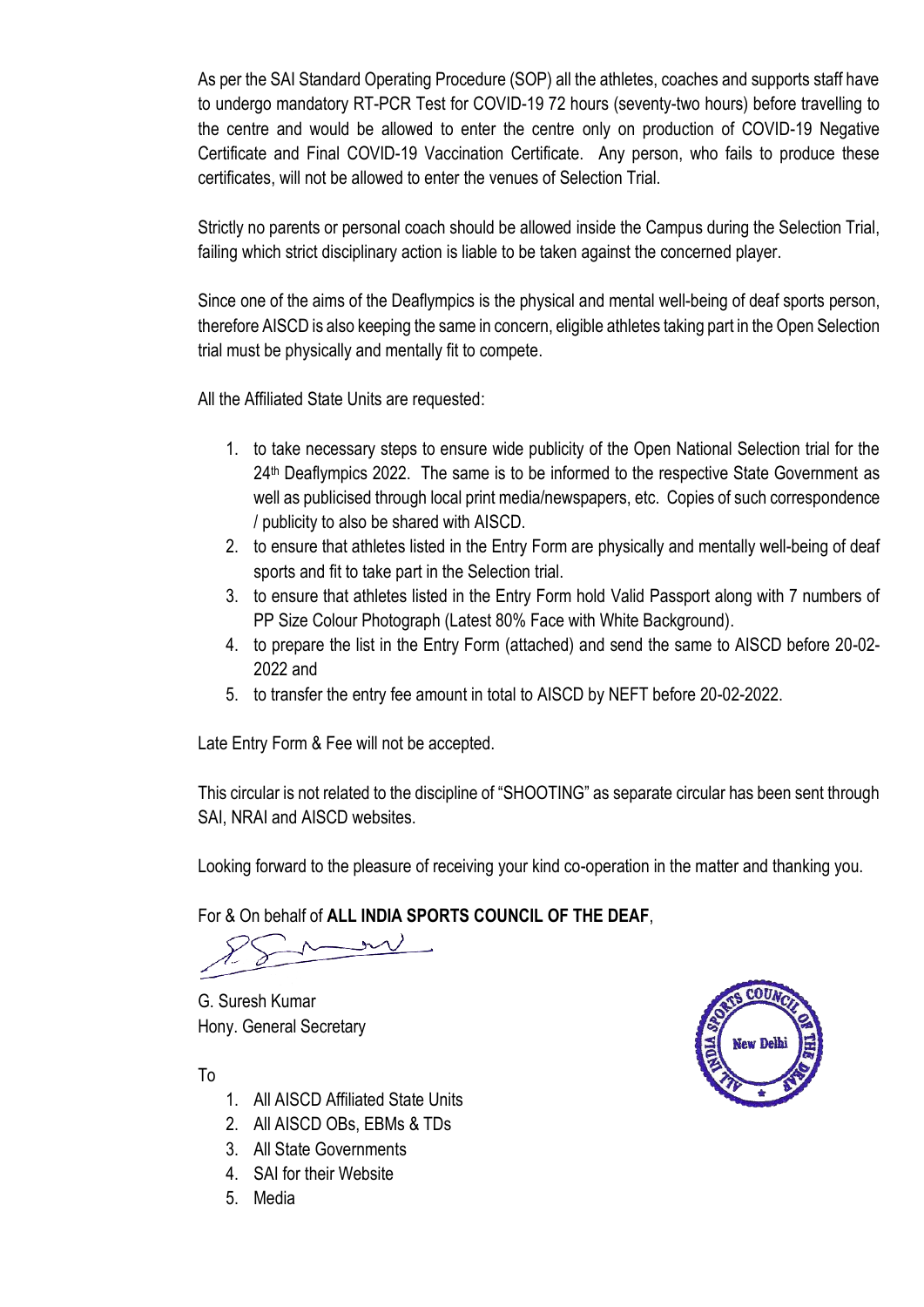As per the SAI Standard Operating Procedure (SOP) all the athletes, coaches and supports staff have to undergo mandatory RT-PCR Test for COVID-19 72 hours (seventy-two hours) before travelling to the centre and would be allowed to enter the centre only on production of COVID-19 Negative Certificate and Final COVID-19 Vaccination Certificate. Any person, who fails to produce these certificates, will not be allowed to enter the venues of Selection Trial.

Strictly no parents or personal coach should be allowed inside the Campus during the Selection Trial, failing which strict disciplinary action is liable to be taken against the concerned player.

Since one of the aims of the Deaflympics is the physical and mental well-being of deaf sports person, therefore AISCD is also keeping the same in concern, eligible athletes taking part in the Open Selection trial must be physically and mentally fit to compete.

All the Affiliated State Units are requested:

1. to take necessary steps to ensure wide publicity of the Open National Selection trial for the 24th Deaflympics 2022. The same is to be informed to the respective State Government as well as publicised through local print media/newspapers, etc. Copies of such correspondence / publicity to also be shared with AISCD.
2. to ensure that athletes listed in the Entry Form are physically and mentally well-being of deaf sports and fit to take part in the Selection trial.
3. to ensure that athletes listed in the Entry Form hold Valid Passport along with 7 numbers of PP Size Colour Photograph (Latest 80% Face with White Background).
4. to prepare the list in the Entry Form (attached) and send the same to AISCD before 20-02-2022 and
5. to transfer the entry fee amount in total to AISCD by NEFT before 20-02-2022.

Late Entry Form & Fee will not be accepted.

This circular is not related to the discipline of "SHOOTING" as separate circular has been sent through SAI, NRAI and AISCD websites.

Looking forward to the pleasure of receiving your kind co-operation in the matter and thanking you.

For & On behalf of **ALL INDIA SPORTS COUNCIL OF THE DEAF**,

G. Suresh Kumar
Hony. General Secretary

ALL INDIA SPORTS COUNCIL OF THE DEAF
New Delhi

To

1. All AISCD Affiliated State Units
2. All AISCD OBs, EBMs & TDs
3. All State Governments
4. SAI for their Website
5. Media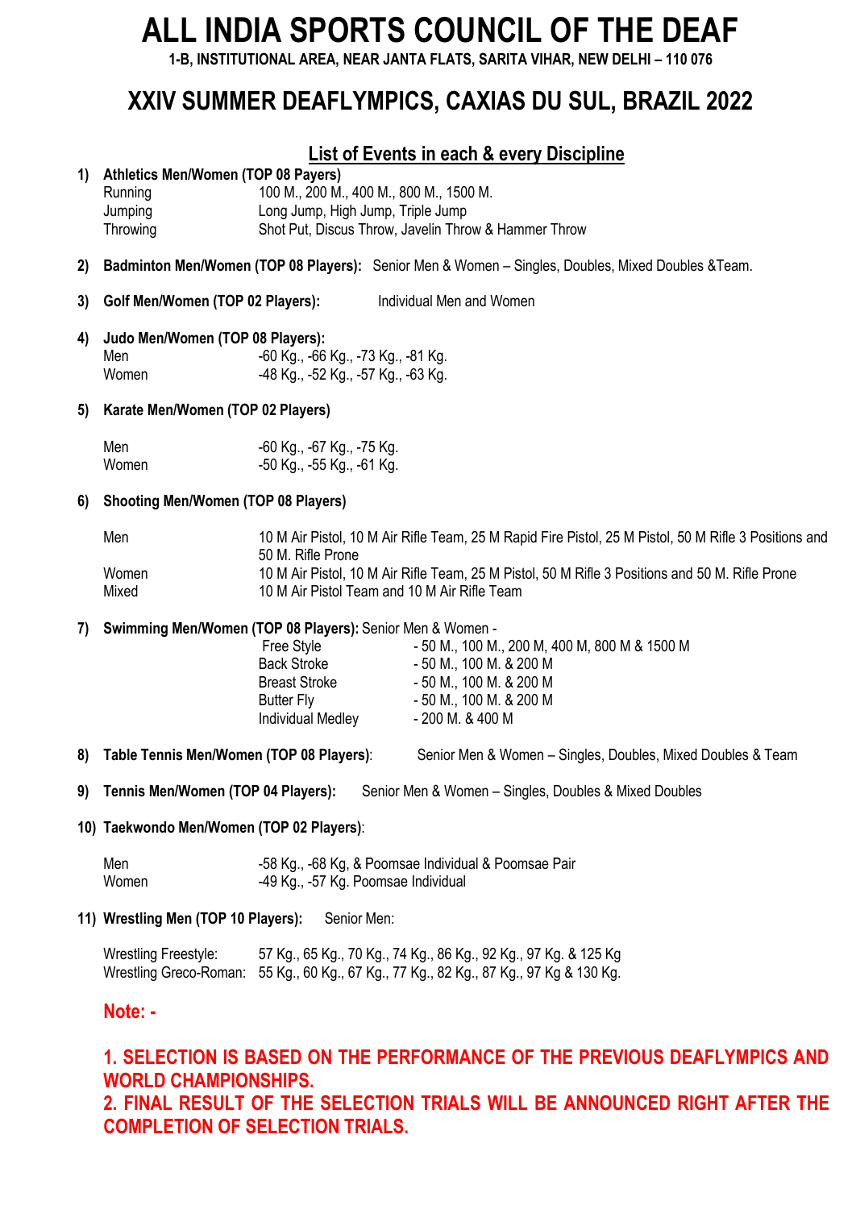# ALL INDIA SPORTS COUNCIL OF THE DEAF

**1-B, INSTITUTIONAL AREA, NEAR JANTA FLATS, SARITA VIHAR, NEW DELHI – 110 076**

## XXIV SUMMER DEAFLYMPICS, CAXIAS DU SUL, BRAZIL 2022

### List of Events in each & every Discipline

1) **Athletics Men/Women (TOP 08 Payers)**

| | |
|---|---|
| Running | 100 M., 200 M., 400 M., 800 M., 1500 M. |
| Jumping | Long Jump, High Jump, Triple Jump |
| Throwing | Shot Put, Discus Throw, Javelin Throw & Hammer Throw |

2) **Badminton Men/Women (TOP 08 Players):** Senior Men & Women – Singles, Doubles, Mixed Doubles &Team.

3) **Golf Men/Women (TOP 02 Players):** Individual Men and Women

4) **Judo Men/Women (TOP 08 Players):**

| | |
|---|---|
| Men | -60 Kg., -66 Kg., -73 Kg., -81 Kg. |
| Women | -48 Kg., -52 Kg., -57 Kg., -63 Kg. |

5) **Karate Men/Women (TOP 02 Players)**

| | |
|---|---|
| Men | -60 Kg., -67 Kg., -75 Kg. |
| Women | -50 Kg., -55 Kg., -61 Kg. |

6) **Shooting Men/Women (TOP 08 Players)**

| | |
|---|---|
| Men | 10 M Air Pistol, 10 M Air Rifle Team, 25 M Rapid Fire Pistol, 25 M Pistol, 50 M Rifle 3 Positions and 50 M. Rifle Prone |
| Women | 10 M Air Pistol, 10 M Air Rifle Team, 25 M Pistol, 50 M Rifle 3 Positions and 50 M. Rifle Prone |
| Mixed | 10 M Air Pistol Team and 10 M Air Rifle Team |

7) **Swimming Men/Women (TOP 08 Players):** Senior Men & Women -

| | |
|---|---|
| Free Style | - 50 M., 100 M., 200 M, 400 M, 800 M & 1500 M |
| Back Stroke | - 50 M., 100 M. & 200 M |
| Breast Stroke | - 50 M., 100 M. & 200 M |
| Butter Fly | - 50 M., 100 M. & 200 M |
| Individual Medley | - 200 M. & 400 M |

8) **Table Tennis Men/Women (TOP 08 Players)**: Senior Men & Women – Singles, Doubles, Mixed Doubles & Team

9) **Tennis Men/Women (TOP 04 Players):** Senior Men & Women – Singles, Doubles & Mixed Doubles

10) **Taekwondo Men/Women (TOP 02 Players)**:

| | |
|---|---|
| Men | -58 Kg., -68 Kg, & Poomsae Individual & Poomsae Pair |
| Women | -49 Kg., -57 Kg. Poomsae Individual |

11) **Wrestling Men (TOP 10 Players):** Senior Men:

| | |
|---|---|
| Wrestling Freestyle: | 57 Kg., 65 Kg., 70 Kg., 74 Kg., 86 Kg., 92 Kg., 97 Kg. & 125 Kg |
| Wrestling Greco-Roman: | 55 Kg., 60 Kg., 67 Kg., 77 Kg., 82 Kg., 87 Kg., 97 Kg & 130 Kg. |

**Note: -**

**1. SELECTION IS BASED ON THE PERFORMANCE OF THE PREVIOUS DEAFLYMPICS AND WORLD CHAMPIONSHIPS.**
**2. FINAL RESULT OF THE SELECTION TRIALS WILL BE ANNOUNCED RIGHT AFTER THE COMPLETION OF SELECTION TRIALS.**